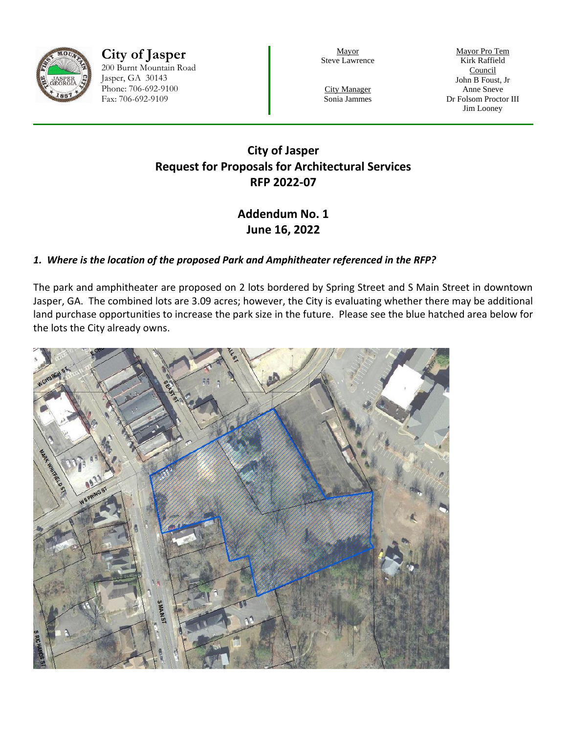**City of Jasper**
200 Burnt Mountain Road
Jasper, GA 30143
Phone: 706-692-9100
Fax: 706-692-9109

Mayor
Steve Lawrence

City Manager
Sonia Jammes

Mayor Pro Tem
Kirk Raffield

Council
John B Foust, Jr
Anne Sneve
Dr Folsom Proctor III
Jim Looney

# City of Jasper
# Request for Proposals for Architectural Services
# RFP 2022-07

## Addendum No. 1
## June 16, 2022

### *1. Where is the location of the proposed Park and Amphitheater referenced in the RFP?*

The park and amphitheater are proposed on 2 lots bordered by Spring Street and S Main Street in downtown Jasper, GA. The combined lots are 3.09 acres; however, the City is evaluating whether there may be additional land purchase opportunities to increase the park size in the future. Please see the blue hatched area below for the lots the City already owns.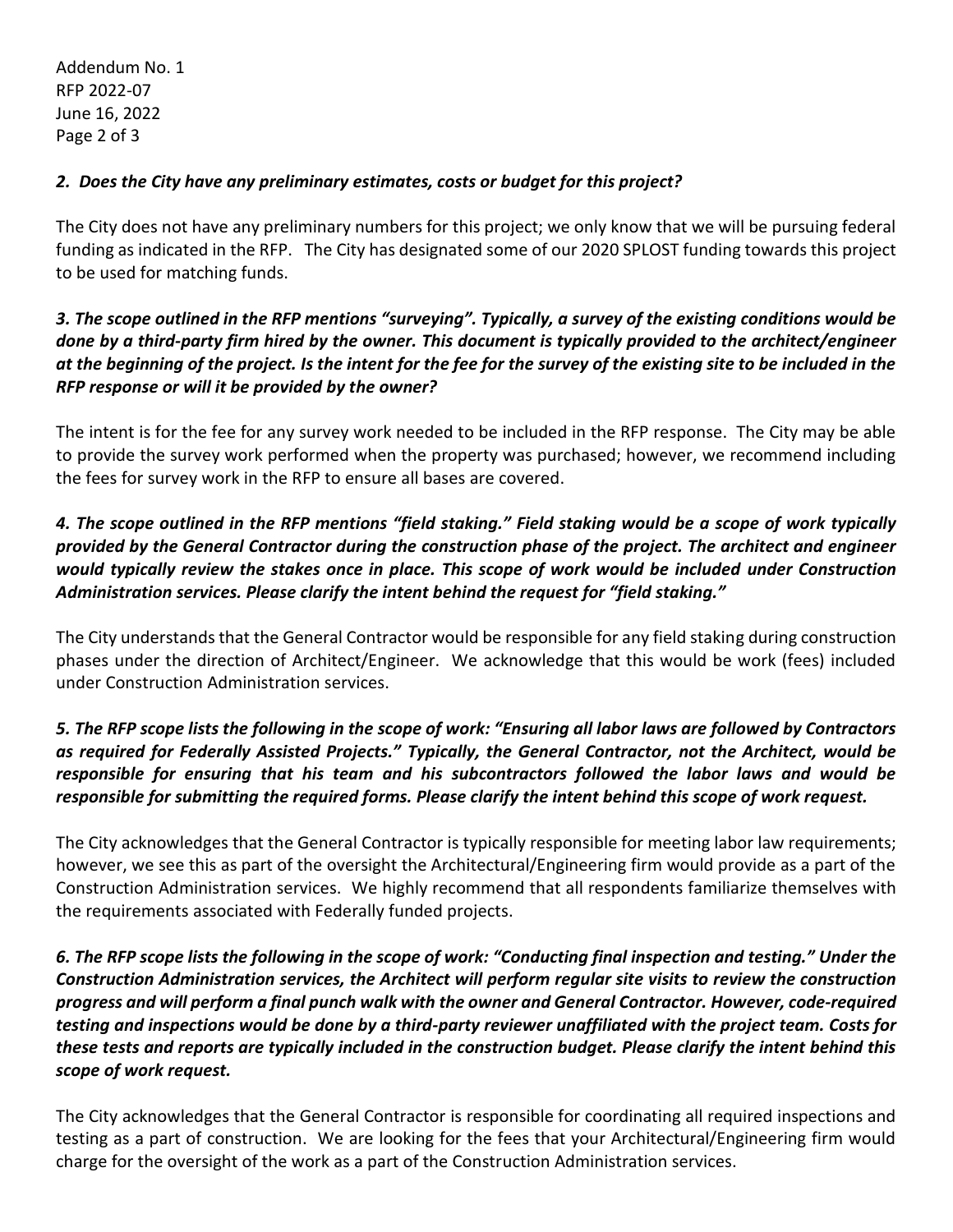***2. Does the City have any preliminary estimates, costs or budget for this project?***

The City does not have any preliminary numbers for this project; we only know that we will be pursuing federal funding as indicated in the RFP. The City has designated some of our 2020 SPLOST funding towards this project to be used for matching funds.

***3. The scope outlined in the RFP mentions "surveying". Typically, a survey of the existing conditions would be done by a third-party firm hired by the owner. This document is typically provided to the architect/engineer at the beginning of the project. Is the intent for the fee for the survey of the existing site to be included in the RFP response or will it be provided by the owner?***

The intent is for the fee for any survey work needed to be included in the RFP response. The City may be able to provide the survey work performed when the property was purchased; however, we recommend including the fees for survey work in the RFP to ensure all bases are covered.

***4. The scope outlined in the RFP mentions "field staking." Field staking would be a scope of work typically provided by the General Contractor during the construction phase of the project. The architect and engineer would typically review the stakes once in place. This scope of work would be included under Construction Administration services. Please clarify the intent behind the request for "field staking."***

The City understands that the General Contractor would be responsible for any field staking during construction phases under the direction of Architect/Engineer. We acknowledge that this would be work (fees) included under Construction Administration services.

***5. The RFP scope lists the following in the scope of work: "Ensuring all labor laws are followed by Contractors as required for Federally Assisted Projects." Typically, the General Contractor, not the Architect, would be responsible for ensuring that his team and his subcontractors followed the labor laws and would be responsible for submitting the required forms. Please clarify the intent behind this scope of work request.***

The City acknowledges that the General Contractor is typically responsible for meeting labor law requirements; however, we see this as part of the oversight the Architectural/Engineering firm would provide as a part of the Construction Administration services. We highly recommend that all respondents familiarize themselves with the requirements associated with Federally funded projects.

***6. The RFP scope lists the following in the scope of work: "Conducting final inspection and testing." Under the Construction Administration services, the Architect will perform regular site visits to review the construction progress and will perform a final punch walk with the owner and General Contractor. However, code-required testing and inspections would be done by a third-party reviewer unaffiliated with the project team. Costs for these tests and reports are typically included in the construction budget. Please clarify the intent behind this scope of work request.***

The City acknowledges that the General Contractor is responsible for coordinating all required inspections and testing as a part of construction. We are looking for the fees that your Architectural/Engineering firm would charge for the oversight of the work as a part of the Construction Administration services.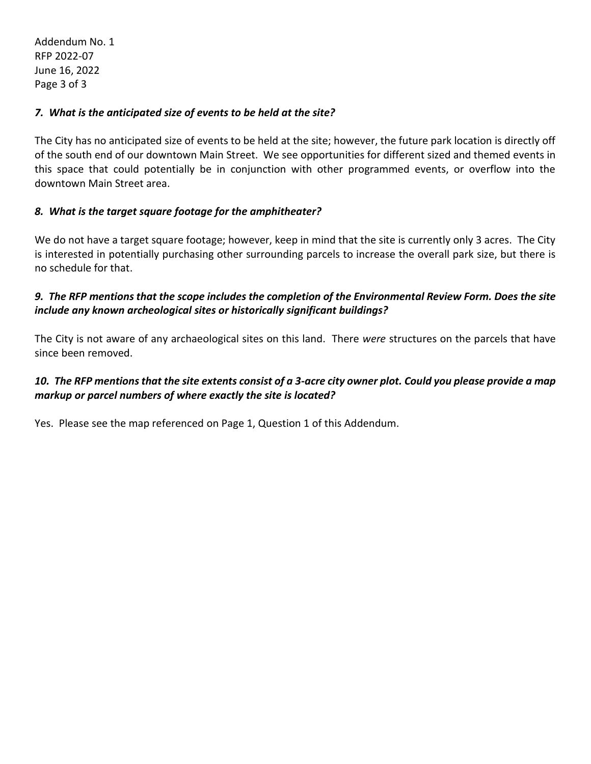***7. What is the anticipated size of events to be held at the site?***

The City has no anticipated size of events to be held at the site; however, the future park location is directly off of the south end of our downtown Main Street. We see opportunities for different sized and themed events in this space that could potentially be in conjunction with other programmed events, or overflow into the downtown Main Street area.

***8. What is the target square footage for the amphitheater?***

We do not have a target square footage; however, keep in mind that the site is currently only 3 acres. The City is interested in potentially purchasing other surrounding parcels to increase the overall park size, but there is no schedule for that.

***9. The RFP mentions that the scope includes the completion of the Environmental Review Form. Does the site include any known archeological sites or historically significant buildings?***

The City is not aware of any archaeological sites on this land. There *were* structures on the parcels that have since been removed.

***10. The RFP mentions that the site extents consist of a 3-acre city owner plot. Could you please provide a map markup or parcel numbers of where exactly the site is located?***

Yes. Please see the map referenced on Page 1, Question 1 of this Addendum.